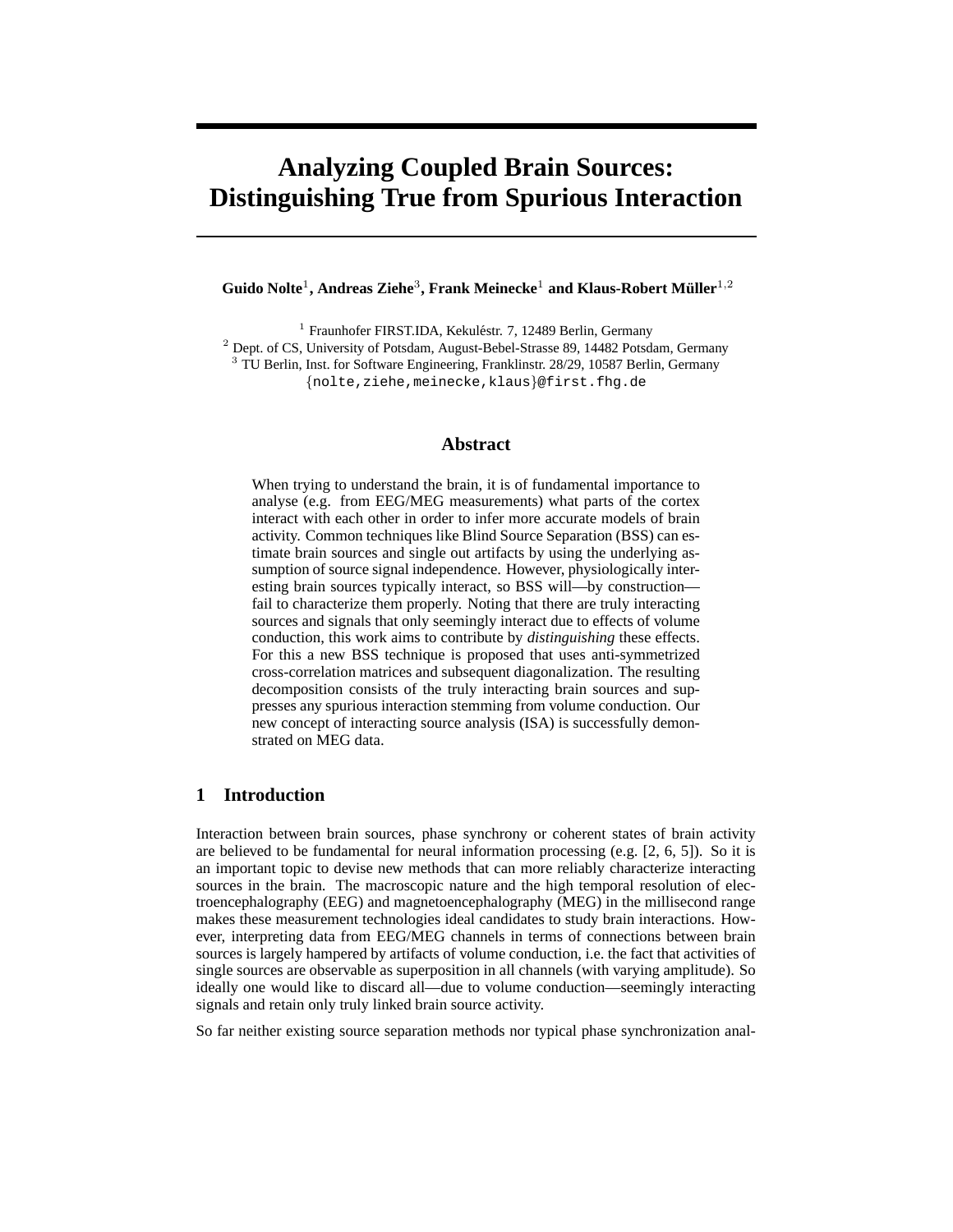# Analyzing Coupled Brain Sources: Distinguishing True from Spurious Interaction

**Guido Nolte**[1]**, Andreas Ziehe**[3]**, Frank Meinecke**[1] **and Klaus-Robert Müller**[1,2]

[1] Fraunhofer FIRST.IDA, Kekuléstr. 7, 12489 Berlin, Germany
[2] Dept. of CS, University of Potsdam, August-Bebel-Strasse 89, 14482 Potsdam, Germany
[3] TU Berlin, Inst. for Software Engineering, Franklinstr. 28/29, 10587 Berlin, Germany
{nolte,ziehe,meinecke,klaus}@first.fhg.de

## Abstract

When trying to understand the brain, it is of fundamental importance to analyse (e.g. from EEG/MEG measurements) what parts of the cortex interact with each other in order to infer more accurate models of brain activity. Common techniques like Blind Source Separation (BSS) can estimate brain sources and single out artifacts by using the underlying assumption of source signal independence. However, physiologically interesting brain sources typically interact, so BSS will—by construction—fail to characterize them properly. Noting that there are truly interacting sources and signals that only seemingly interact due to effects of volume conduction, this work aims to contribute by *distinguishing* these effects. For this a new BSS technique is proposed that uses anti-symmetrized cross-correlation matrices and subsequent diagonalization. The resulting decomposition consists of the truly interacting brain sources and suppresses any spurious interaction stemming from volume conduction. Our new concept of interacting source analysis (ISA) is successfully demonstrated on MEG data.

## 1 Introduction

Interaction between brain sources, phase synchrony or coherent states of brain activity are believed to be fundamental for neural information processing (e.g. [2, 6, 5]). So it is an important topic to devise new methods that can more reliably characterize interacting sources in the brain. The macroscopic nature and the high temporal resolution of electroencephalography (EEG) and magnetoencephalography (MEG) in the millisecond range makes these measurement technologies ideal candidates to study brain interactions. However, interpreting data from EEG/MEG channels in terms of connections between brain sources is largely hampered by artifacts of volume conduction, i.e. the fact that activities of single sources are observable as superposition in all channels (with varying amplitude). So ideally one would like to discard all—due to volume conduction—seemingly interacting signals and retain only truly linked brain source activity.

So far neither existing source separation methods nor typical phase synchronization anal-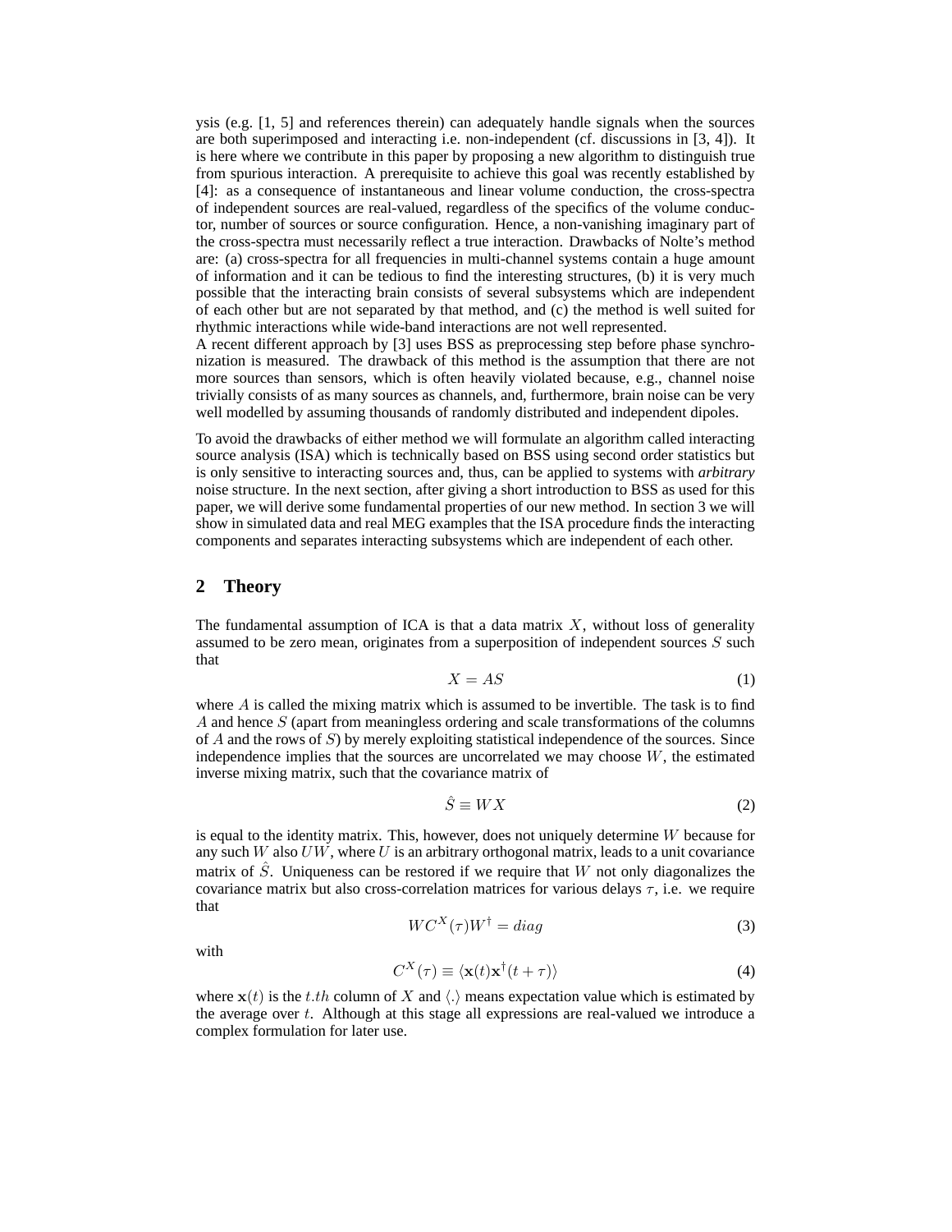ysis (e.g. [1, 5] and references therein) can adequately handle signals when the sources are both superimposed and interacting i.e. non-independent (cf. discussions in [3, 4]). It is here where we contribute in this paper by proposing a new algorithm to distinguish true from spurious interaction. A prerequisite to achieve this goal was recently established by [4]: as a consequence of instantaneous and linear volume conduction, the cross-spectra of independent sources are real-valued, regardless of the specifics of the volume conductor, number of sources or source configuration. Hence, a non-vanishing imaginary part of the cross-spectra must necessarily reflect a true interaction. Drawbacks of Nolte's method are: (a) cross-spectra for all frequencies in multi-channel systems contain a huge amount of information and it can be tedious to find the interesting structures, (b) it is very much possible that the interacting brain consists of several subsystems which are independent of each other but are not separated by that method, and (c) the method is well suited for rhythmic interactions while wide-band interactions are not well represented.
A recent different approach by [3] uses BSS as preprocessing step before phase synchronization is measured. The drawback of this method is the assumption that there are not more sources than sensors, which is often heavily violated because, e.g., channel noise trivially consists of as many sources as channels, and, furthermore, brain noise can be very well modelled by assuming thousands of randomly distributed and independent dipoles.

To avoid the drawbacks of either method we will formulate an algorithm called interacting source analysis (ISA) which is technically based on BSS using second order statistics but is only sensitive to interacting sources and, thus, can be applied to systems with *arbitrary* noise structure. In the next section, after giving a short introduction to BSS as used for this paper, we will derive some fundamental properties of our new method. In section 3 we will show in simulated data and real MEG examples that the ISA procedure finds the interacting components and separates interacting subsystems which are independent of each other.

## 2 Theory

The fundamental assumption of ICA is that a data matrix $X$, without loss of generality assumed to be zero mean, originates from a superposition of independent sources $S$ such that

$$X = AS \tag{1}$$

where $A$ is called the mixing matrix which is assumed to be invertible. The task is to find $A$ and hence $S$ (apart from meaningless ordering and scale transformations of the columns of $A$ and the rows of $S$) by merely exploiting statistical independence of the sources. Since independence implies that the sources are uncorrelated we may choose $W$, the estimated inverse mixing matrix, such that the covariance matrix of

$$\hat{S} \equiv WX \tag{2}$$

is equal to the identity matrix. This, however, does not uniquely determine $W$ because for any such $W$ also $UW$, where $U$ is an arbitrary orthogonal matrix, leads to a unit covariance matrix of $\hat{S}$. Uniqueness can be restored if we require that $W$ not only diagonalizes the covariance matrix but also cross-correlation matrices for various delays $\tau$, i.e. we require that

$$WC^X(\tau)W^\dagger = diag \tag{3}$$

with

$$C^X(\tau) \equiv \langle \mathbf{x}(t)\mathbf{x}^\dagger(t+\tau)\rangle \tag{4}$$

where $\mathbf{x}(t)$ is the $t.th$ column of $X$ and $\langle . \rangle$ means expectation value which is estimated by the average over $t$. Although at this stage all expressions are real-valued we introduce a complex formulation for later use.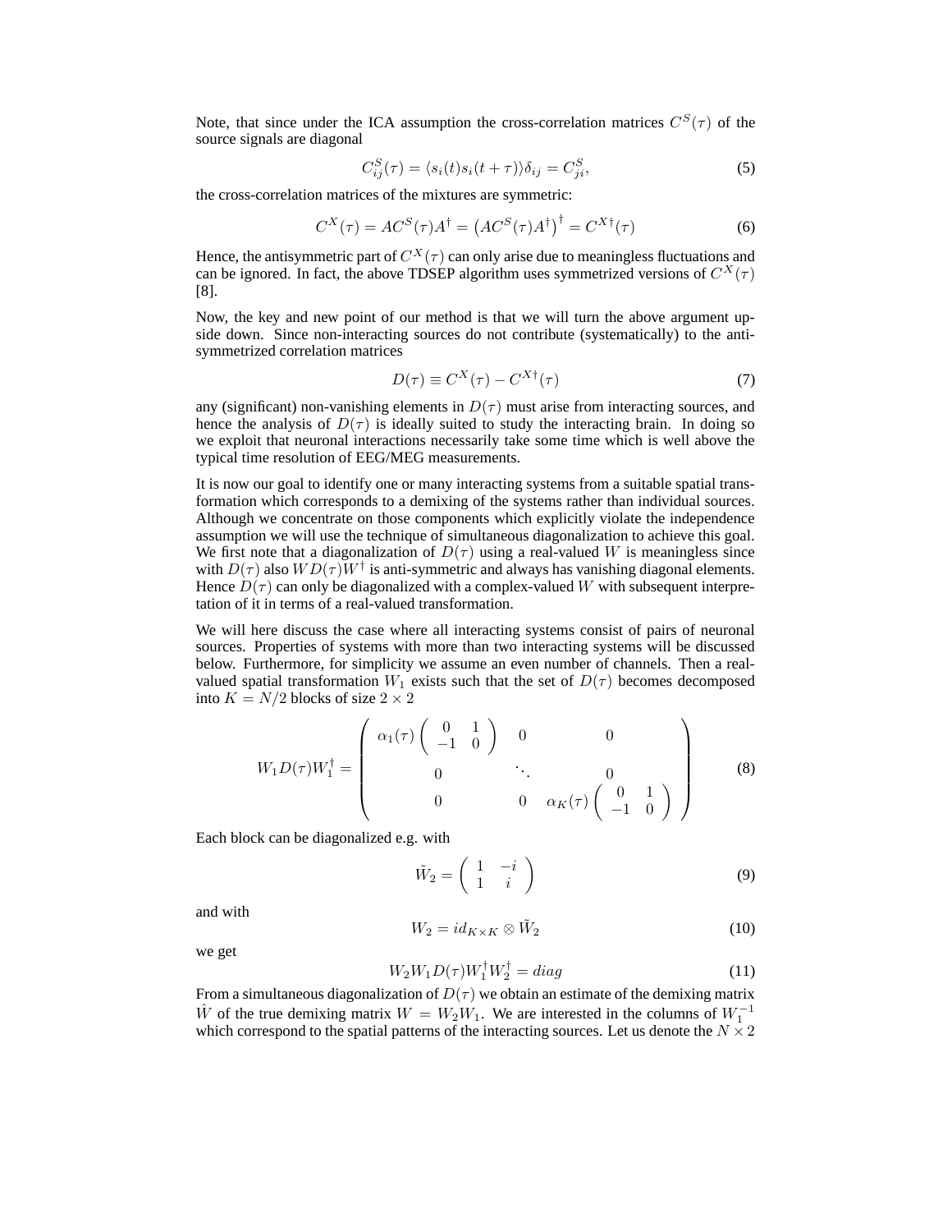Note, that since under the ICA assumption the cross-correlation matrices $C^S(\tau)$ of the source signals are diagonal

$$C^S_{ij}(\tau) = \langle s_i(t)s_i(t+\tau)\rangle \delta_{ij} = C^S_{ji}, \tag{5}$$

the cross-correlation matrices of the mixtures are symmetric:

$$C^X(\tau) = AC^S(\tau)A^\dagger = \left(AC^S(\tau)A^\dagger\right)^\dagger = C^{X\dagger}(\tau) \tag{6}$$

Hence, the antisymmetric part of $C^X(\tau)$ can only arise due to meaningless fluctuations and can be ignored. In fact, the above TDSEP algorithm uses symmetrized versions of $C^X(\tau)$ [8].

Now, the key and new point of our method is that we will turn the above argument upside down. Since non-interacting sources do not contribute (systematically) to the anti-symmetrized correlation matrices

$$D(\tau) \equiv C^X(\tau) - C^{X\dagger}(\tau) \tag{7}$$

any (significant) non-vanishing elements in $D(\tau)$ must arise from interacting sources, and hence the analysis of $D(\tau)$ is ideally suited to study the interacting brain. In doing so we exploit that neuronal interactions necessarily take some time which is well above the typical time resolution of EEG/MEG measurements.

It is now our goal to identify one or many interacting systems from a suitable spatial transformation which corresponds to a demixing of the systems rather than individual sources. Although we concentrate on those components which explicitly violate the independence assumption we will use the technique of simultaneous diagonalization to achieve this goal. We first note that a diagonalization of $D(\tau)$ using a real-valued $W$ is meaningless since with $D(\tau)$ also $WD(\tau)W^\dagger$ is anti-symmetric and always has vanishing diagonal elements. Hence $D(\tau)$ can only be diagonalized with a complex-valued $W$ with subsequent interpretation of it in terms of a real-valued transformation.

We will here discuss the case where all interacting systems consist of pairs of neuronal sources. Properties of systems with more than two interacting systems will be discussed below. Furthermore, for simplicity we assume an even number of channels. Then a real-valued spatial transformation $W_1$ exists such that the set of $D(\tau)$ becomes decomposed into $K = N/2$ blocks of size $2 \times 2$

$$W_1 D(\tau) W_1^\dagger = \begin{pmatrix} \alpha_1(\tau)\begin{pmatrix} 0 & 1 \\ -1 & 0 \end{pmatrix} & 0 & 0 \\ 0 & \ddots & 0 \\ 0 & 0 & \alpha_K(\tau)\begin{pmatrix} 0 & 1 \\ -1 & 0 \end{pmatrix} \end{pmatrix} \tag{8}$$

Each block can be diagonalized e.g. with

$$\tilde{W}_2 = \begin{pmatrix} 1 & -i \\ 1 & i \end{pmatrix} \tag{9}$$

and with

$$W_2 = id_{K\times K} \otimes \tilde{W}_2 \tag{10}$$

we get

$$W_2 W_1 D(\tau) W_1^\dagger W_2^\dagger = diag \tag{11}$$

From a simultaneous diagonalization of $D(\tau)$ we obtain an estimate of the demixing matrix $\hat{W}$ of the true demixing matrix $W = W_2 W_1$. We are interested in the columns of $W_1^{-1}$ which correspond to the spatial patterns of the interacting sources. Let us denote the $N \times 2$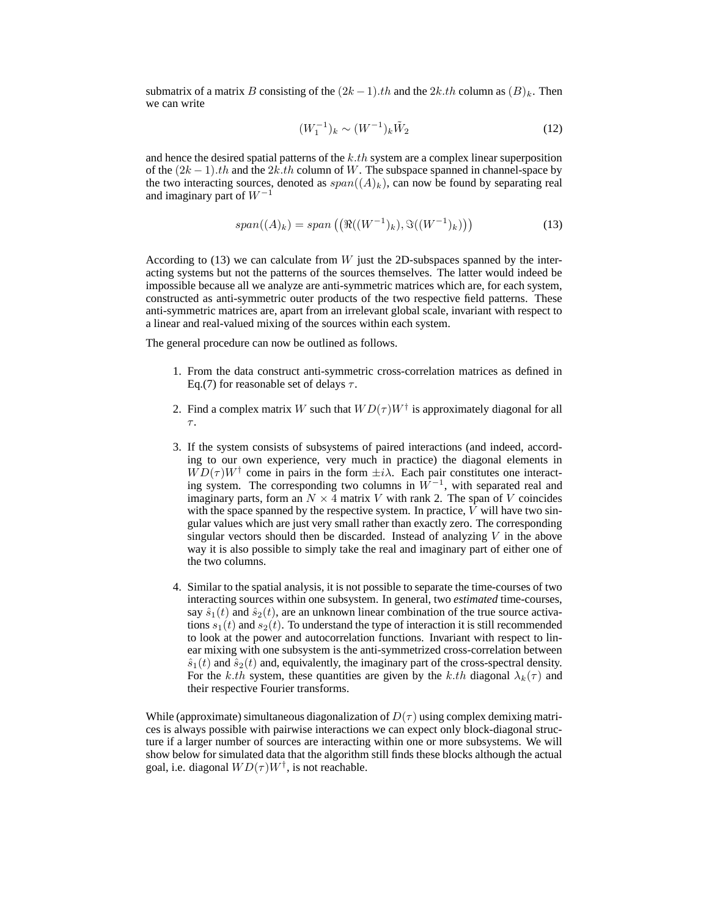submatrix of a matrix $B$ consisting of the $(2k-1).th$ and the $2k.th$ column as $(B)_k$. Then we can write

$$(W_1^{-1})_k \sim (W^{-1})_k \tilde{W}_2 \tag{12}$$

and hence the desired spatial patterns of the $k.th$ system are a complex linear superposition of the $(2k-1).th$ and the $2k.th$ column of $W$. The subspace spanned in channel-space by the two interacting sources, denoted as $span((A)_k)$, can now be found by separating real and imaginary part of $W^{-1}$

$$span((A)_k) = span\left(\left(\Re((W^{-1})_k), \Im((W^{-1})_k)\right)\right) \tag{13}$$

According to (13) we can calculate from $W$ just the 2D-subspaces spanned by the interacting systems but not the patterns of the sources themselves. The latter would indeed be impossible because all we analyze are anti-symmetric matrices which are, for each system, constructed as anti-symmetric outer products of the two respective field patterns. These anti-symmetric matrices are, apart from an irrelevant global scale, invariant with respect to a linear and real-valued mixing of the sources within each system.

The general procedure can now be outlined as follows.

1. From the data construct anti-symmetric cross-correlation matrices as defined in Eq.(7) for reasonable set of delays $\tau$.

2. Find a complex matrix $W$ such that $WD(\tau)W^\dagger$ is approximately diagonal for all $\tau$.

3. If the system consists of subsystems of paired interactions (and indeed, according to our own experience, very much in practice) the diagonal elements in $WD(\tau)W^\dagger$ come in pairs in the form $\pm i\lambda$. Each pair constitutes one interacting system. The corresponding two columns in $W^{-1}$, with separated real and imaginary parts, form an $N \times 4$ matrix $V$ with rank 2. The span of $V$ coincides with the space spanned by the respective system. In practice, $V$ will have two singular values which are just very small rather than exactly zero. The corresponding singular vectors should then be discarded. Instead of analyzing $V$ in the above way it is also possible to simply take the real and imaginary part of either one of the two columns.

4. Similar to the spatial analysis, it is not possible to separate the time-courses of two interacting sources within one subsystem. In general, two *estimated* time-courses, say $\hat{s}_1(t)$ and $\hat{s}_2(t)$, are an unknown linear combination of the true source activations $s_1(t)$ and $s_2(t)$. To understand the type of interaction it is still recommended to look at the power and autocorrelation functions. Invariant with respect to linear mixing with one subsystem is the anti-symmetrized cross-correlation between $\hat{s}_1(t)$ and $\hat{s}_2(t)$ and, equivalently, the imaginary part of the cross-spectral density. For the $k.th$ system, these quantities are given by the $k.th$ diagonal $\lambda_k(\tau)$ and their respective Fourier transforms.

While (approximate) simultaneous diagonalization of $D(\tau)$ using complex demixing matrices is always possible with pairwise interactions we can expect only block-diagonal structure if a larger number of sources are interacting within one or more subsystems. We will show below for simulated data that the algorithm still finds these blocks although the actual goal, i.e. diagonal $WD(\tau)W^\dagger$, is not reachable.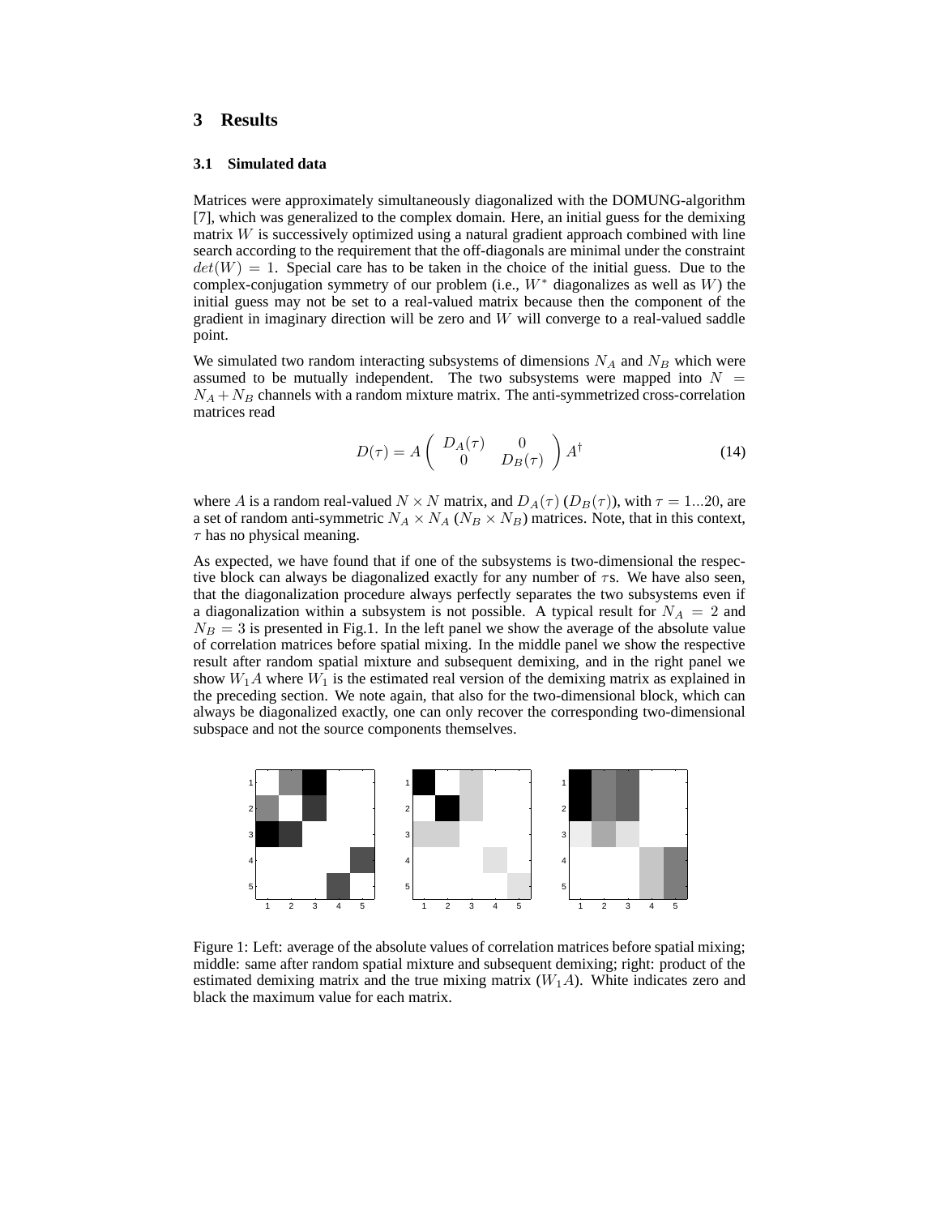## 3 Results

### 3.1 Simulated data

Matrices were approximately simultaneously diagonalized with the DOMUNG-algorithm [7], which was generalized to the complex domain. Here, an initial guess for the demixing matrix $W$ is successively optimized using a natural gradient approach combined with line search according to the requirement that the off-diagonals are minimal under the constraint $det(W) = 1$. Special care has to be taken in the choice of the initial guess. Due to the complex-conjugation symmetry of our problem (i.e., $W^*$ diagonalizes as well as $W$) the initial guess may not be set to a real-valued matrix because then the component of the gradient in imaginary direction will be zero and $W$ will converge to a real-valued saddle point.

We simulated two random interacting subsystems of dimensions $N_A$ and $N_B$ which were assumed to be mutually independent. The two subsystems were mapped into $N = N_A + N_B$ channels with a random mixture matrix. The anti-symmetrized cross-correlation matrices read

$$D(\tau) = A \begin{pmatrix} D_A(\tau) & 0 \\ 0 & D_B(\tau) \end{pmatrix} A^\dagger \tag{14}$$

where $A$ is a random real-valued $N \times N$ matrix, and $D_A(\tau)$ ($D_B(\tau)$), with $\tau = 1...20$, are a set of random anti-symmetric $N_A \times N_A$ ($N_B \times N_B$) matrices. Note, that in this context, $\tau$ has no physical meaning.

As expected, we have found that if one of the subsystems is two-dimensional the respective block can always be diagonalized exactly for any number of $\tau$s. We have also seen, that the diagonalization procedure always perfectly separates the two subsystems even if a diagonalization within a subsystem is not possible. A typical result for $N_A = 2$ and $N_B = 3$ is presented in Fig.1. In the left panel we show the average of the absolute value of correlation matrices before spatial mixing. In the middle panel we show the respective result after random spatial mixture and subsequent demixing, and in the right panel we show $W_1 A$ where $W_1$ is the estimated real version of the demixing matrix as explained in the preceding section. We note again, that also for the two-dimensional block, which can always be diagonalized exactly, one can only recover the corresponding two-dimensional subspace and not the source components themselves.

Figure 1: Left: average of the absolute values of correlation matrices before spatial mixing; middle: same after random spatial mixture and subsequent demixing; right: product of the estimated demixing matrix and the true mixing matrix ($W_1 A$). White indicates zero and black the maximum value for each matrix.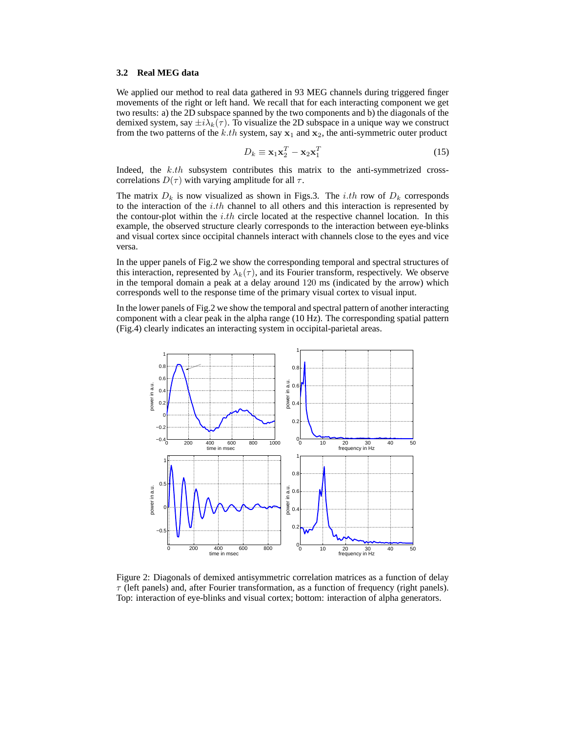### 3.2 Real MEG data

We applied our method to real data gathered in 93 MEG channels during triggered finger movements of the right or left hand. We recall that for each interacting component we get two results: a) the 2D subspace spanned by the two components and b) the diagonals of the demixed system, say $\pm i\lambda_k(\tau)$. To visualize the 2D subspace in a unique way we construct from the two patterns of the $k.th$ system, say $\mathbf{x}_1$ and $\mathbf{x}_2$, the anti-symmetric outer product

$$D_k \equiv \mathbf{x}_1\mathbf{x}_2^T - \mathbf{x}_2\mathbf{x}_1^T \tag{15}$$

Indeed, the $k.th$ subsystem contributes this matrix to the anti-symmetrized cross-correlations $D(\tau)$ with varying amplitude for all $\tau$.

The matrix $D_k$ is now visualized as shown in Figs.3. The $i.th$ row of $D_k$ corresponds to the interaction of the $i.th$ channel to all others and this interaction is represented by the contour-plot within the $i.th$ circle located at the respective channel location. In this example, the observed structure clearly corresponds to the interaction between eye-blinks and visual cortex since occipital channels interact with channels close to the eyes and vice versa.

In the upper panels of Fig.2 we show the corresponding temporal and spectral structures of this interaction, represented by $\lambda_k(\tau)$, and its Fourier transform, respectively. We observe in the temporal domain a peak at a delay around 120 ms (indicated by the arrow) which corresponds well to the response time of the primary visual cortex to visual input.

In the lower panels of Fig.2 we show the temporal and spectral pattern of another interacting component with a clear peak in the alpha range (10 Hz). The corresponding spatial pattern (Fig.4) clearly indicates an interacting system in occipital-parietal areas.

Figure 2: Diagonals of demixed antisymmetric correlation matrices as a function of delay $\tau$ (left panels) and, after Fourier transformation, as a function of frequency (right panels). Top: interaction of eye-blinks and visual cortex; bottom: interaction of alpha generators.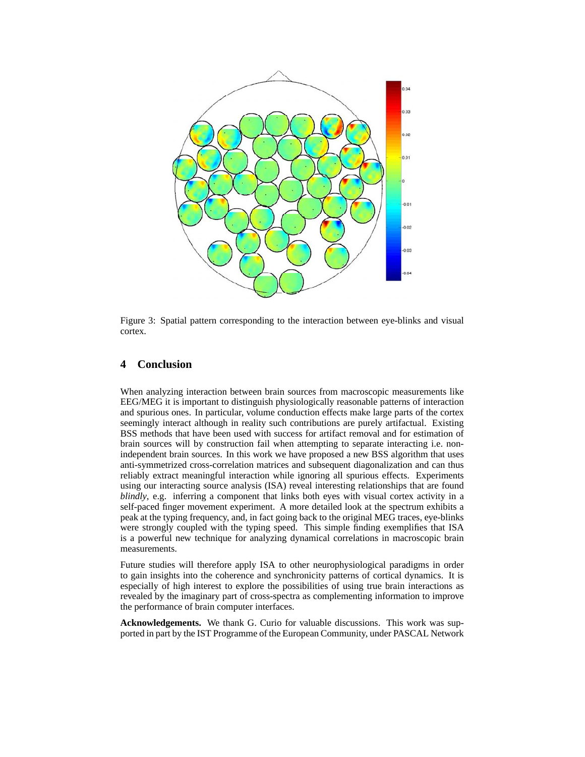0.04

0.03

0.02

0.01

0

-0.01

-0.02

-0.03

-0.04

Figure 3: Spatial pattern corresponding to the interaction between eye-blinks and visual cortex.

## 4 Conclusion

When analyzing interaction between brain sources from macroscopic measurements like EEG/MEG it is important to distinguish physiologically reasonable patterns of interaction and spurious ones. In particular, volume conduction effects make large parts of the cortex seemingly interact although in reality such contributions are purely artifactual. Existing BSS methods that have been used with success for artifact removal and for estimation of brain sources will by construction fail when attempting to separate interacting i.e. non-independent brain sources. In this work we have proposed a new BSS algorithm that uses anti-symmetrized cross-correlation matrices and subsequent diagonalization and can thus reliably extract meaningful interaction while ignoring all spurious effects. Experiments using our interacting source analysis (ISA) reveal interesting relationships that are found *blindly*, e.g. inferring a component that links both eyes with visual cortex activity in a self-paced finger movement experiment. A more detailed look at the spectrum exhibits a peak at the typing frequency, and, in fact going back to the original MEG traces, eye-blinks were strongly coupled with the typing speed. This simple finding exemplifies that ISA is a powerful new technique for analyzing dynamical correlations in macroscopic brain measurements.

Future studies will therefore apply ISA to other neurophysiological paradigms in order to gain insights into the coherence and synchronicity patterns of cortical dynamics. It is especially of high interest to explore the possibilities of using true brain interactions as revealed by the imaginary part of cross-spectra as complementing information to improve the performance of brain computer interfaces.

**Acknowledgements.** We thank G. Curio for valuable discussions. This work was supported in part by the IST Programme of the European Community, under PASCAL Network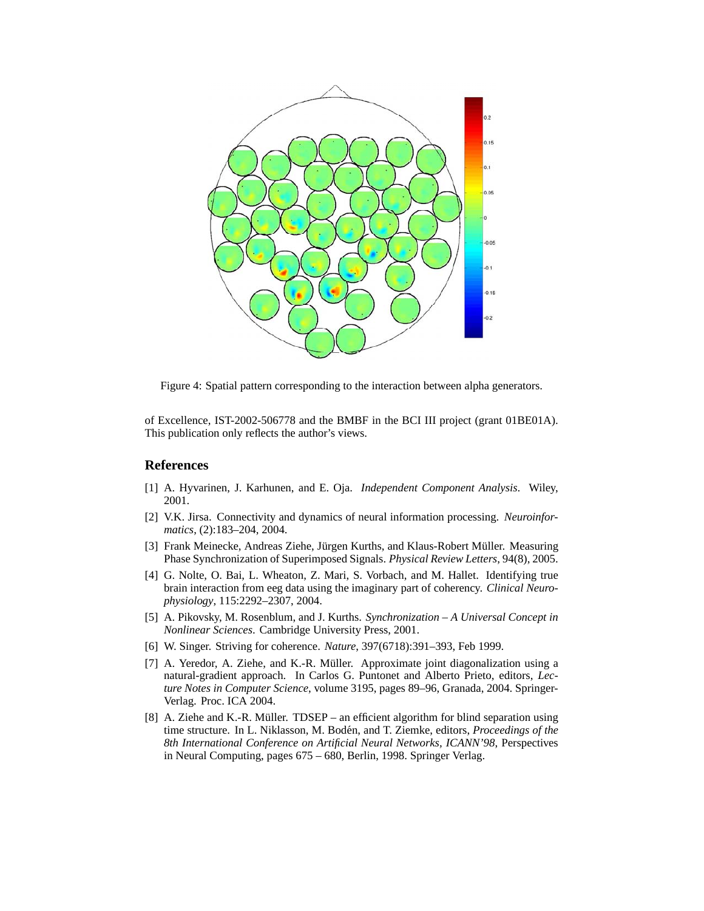0.2
0.15
0.1
0.05
0
-0.05
-0.1
-0.15
-0.2

Figure 4: Spatial pattern corresponding to the interaction between alpha generators.

of Excellence, IST-2002-506778 and the BMBF in the BCI III project (grant 01BE01A). This publication only reflects the author's views.

## References

[1] A. Hyvarinen, J. Karhunen, and E. Oja. *Independent Component Analysis*. Wiley, 2001.

[2] V.K. Jirsa. Connectivity and dynamics of neural information processing. *Neuroinformatics*, (2):183–204, 2004.

[3] Frank Meinecke, Andreas Ziehe, Jürgen Kurths, and Klaus-Robert Müller. Measuring Phase Synchronization of Superimposed Signals. *Physical Review Letters*, 94(8), 2005.

[4] G. Nolte, O. Bai, L. Wheaton, Z. Mari, S. Vorbach, and M. Hallet. Identifying true brain interaction from eeg data using the imaginary part of coherency. *Clinical Neurophysiology*, 115:2292–2307, 2004.

[5] A. Pikovsky, M. Rosenblum, and J. Kurths. *Synchronization – A Universal Concept in Nonlinear Sciences*. Cambridge University Press, 2001.

[6] W. Singer. Striving for coherence. *Nature*, 397(6718):391–393, Feb 1999.

[7] A. Yeredor, A. Ziehe, and K.-R. Müller. Approximate joint diagonalization using a natural-gradient approach. In Carlos G. Puntonet and Alberto Prieto, editors, *Lecture Notes in Computer Science*, volume 3195, pages 89–96, Granada, 2004. Springer-Verlag. Proc. ICA 2004.

[8] A. Ziehe and K.-R. Müller. TDSEP – an efficient algorithm for blind separation using time structure. In L. Niklasson, M. Bodén, and T. Ziemke, editors, *Proceedings of the 8th International Conference on Artificial Neural Networks, ICANN'98*, Perspectives in Neural Computing, pages 675 – 680, Berlin, 1998. Springer Verlag.